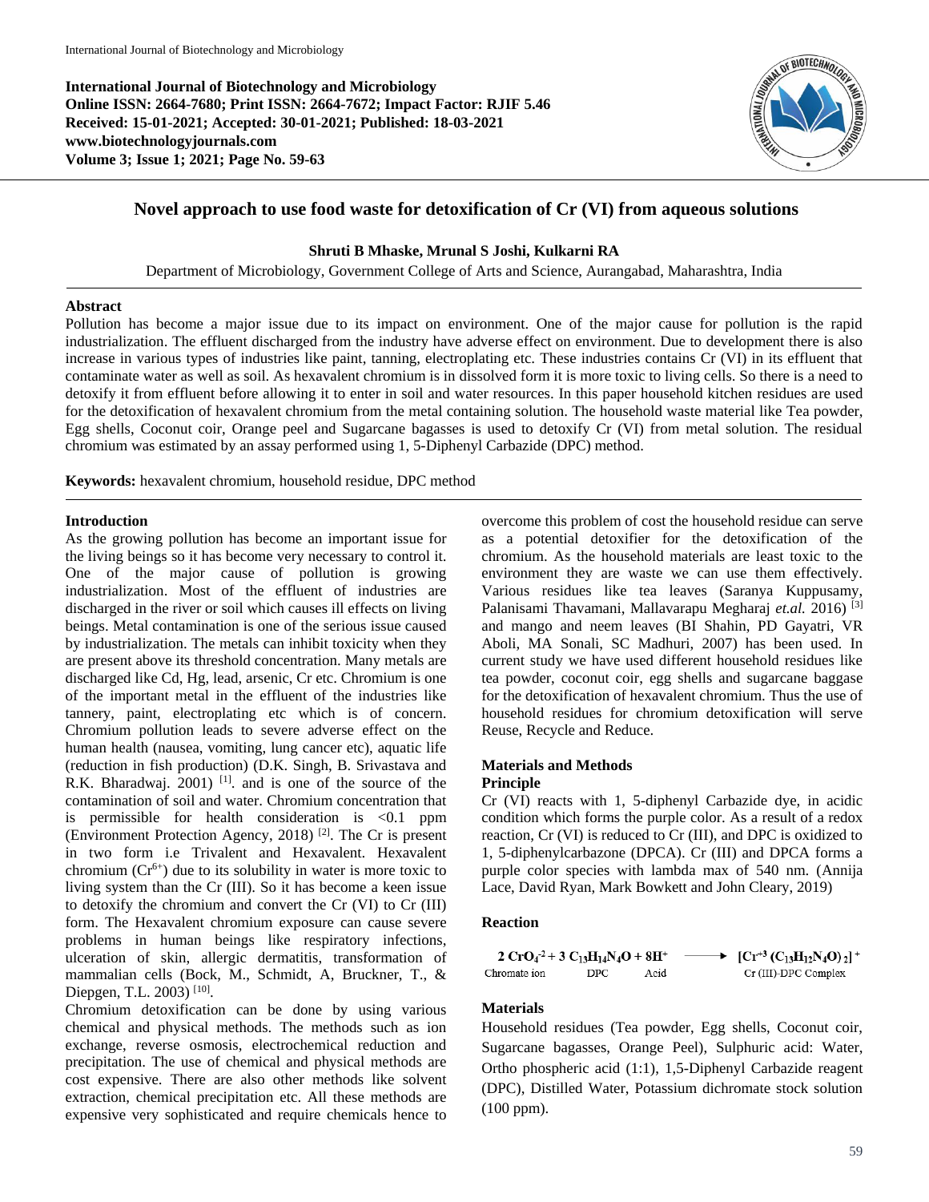# Novel approach to use food waste for detoxification of Cr (VI) from aqueous solutions

**Shruti B Mhaske, Mrunal S Joshi, Kulkarni RA**

Department of Microbiology, Government College of Arts and Science, Aurangabad, Maharashtra, India

## Abstract

Pollution has become a major issue due to its impact on environment. One of the major cause for pollution is the rapid industrialization. The effluent discharged from the industry have adverse effect on environment. Due to development there is also increase in various types of industries like paint, tanning, electroplating etc. These industries contains Cr (VI) in its effluent that contaminate water as well as soil. As hexavalent chromium is in dissolved form it is more toxic to living cells. So there is a need to detoxify it from effluent before allowing it to enter in soil and water resources. In this paper household kitchen residues are used for the detoxification of hexavalent chromium from the metal containing solution. The household waste material like Tea powder, Egg shells, Coconut coir, Orange peel and Sugarcane bagasses is used to detoxify Cr (VI) from metal solution. The residual chromium was estimated by an assay performed using 1, 5-Diphenyl Carbazide (DPC) method.

**Keywords:** hexavalent chromium, household residue, DPC method

## Introduction

As the growing pollution has become an important issue for the living beings so it has become very necessary to control it. One of the major cause of pollution is growing industrialization. Most of the effluent of industries are discharged in the river or soil which causes ill effects on living beings. Metal contamination is one of the serious issue caused by industrialization. The metals can inhibit toxicity when they are present above its threshold concentration. Many metals are discharged like Cd, Hg, lead, arsenic, Cr etc. Chromium is one of the important metal in the effluent of the industries like tannery, paint, electroplating etc which is of concern. Chromium pollution leads to severe adverse effect on the human health (nausea, vomiting, lung cancer etc), aquatic life (reduction in fish production) (D.K. Singh, B. Srivastava and R.K. Bharadwaj. 2001) [1]. and is one of the source of the contamination of soil and water. Chromium concentration that is permissible for health consideration is <0.1 ppm (Environment Protection Agency, 2018) [2]. The Cr is present in two form i.e Trivalent and Hexavalent. Hexavalent chromium ($Cr^{6+}$) due to its solubility in water is more toxic to living system than the Cr (III). So it has become a keen issue to detoxify the chromium and convert the Cr (VI) to Cr (III) form. The Hexavalent chromium exposure can cause severe problems in human beings like respiratory infections, ulceration of skin, allergic dermatitis, transformation of mammalian cells (Bock, M., Schmidt, A, Bruckner, T., & Diepgen, T.L. 2003) [10].

Chromium detoxification can be done by using various chemical and physical methods. The methods such as ion exchange, reverse osmosis, electrochemical reduction and precipitation. The use of chemical and physical methods are cost expensive. There are also other methods like solvent extraction, chemical precipitation etc. All these methods are expensive very sophisticated and require chemicals hence to overcome this problem of cost the household residue can serve as a potential detoxifier for the detoxification of the chromium. As the household materials are least toxic to the environment they are waste we can use them effectively. Various residues like tea leaves (Saranya Kuppusamy, Palanisami Thavamani, Mallavarapu Megharaj *et.al.* 2016) [3] and mango and neem leaves (BI Shahin, PD Gayatri, VR Aboli, MA Sonali, SC Madhuri, 2007) has been used. In current study we have used different household residues like tea powder, coconut coir, egg shells and sugarcane baggase for the detoxification of hexavalent chromium. Thus the use of household residues for chromium detoxification will serve Reuse, Recycle and Reduce.

## Materials and Methods

### Principle

Cr (VI) reacts with 1, 5-diphenyl Carbazide dye, in acidic condition which forms the purple color. As a result of a redox reaction, Cr (VI) is reduced to Cr (III), and DPC is oxidized to 1, 5-diphenylcarbazone (DPCA). Cr (III) and DPCA forms a purple color species with lambda max of 540 nm. (Annija Lace, David Ryan, Mark Bowkett and John Cleary, 2019)

### Reaction

$$2\,CrO_4^{-2} + 3\,C_{13}H_{14}N_4O + 8H^{+} \longrightarrow [Cr^{+3}(C_{13}H_{12}N_4O)_2]^{+}$$

Chromate ion — DPC — Acid — Cr (III)-DPC Complex

### Materials

Household residues (Tea powder, Egg shells, Coconut coir, Sugarcane bagasses, Orange Peel), Sulphuric acid: Water, Ortho phospheric acid (1:1), 1,5-Diphenyl Carbazide reagent (DPC), Distilled Water, Potassium dichromate stock solution (100 ppm).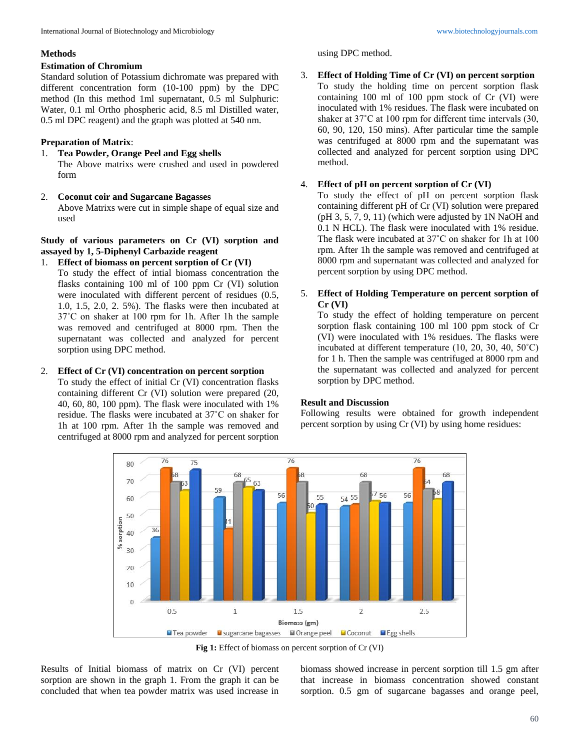## Methods

### Estimation of Chromium

Standard solution of Potassium dichromate was prepared with different concentration form (10-100 ppm) by the DPC method (In this method 1ml supernatant, 0.5 ml Sulphuric: Water, 0.1 ml Ortho phospheric acid, 8.5 ml Distilled water, 0.5 ml DPC reagent) and the graph was plotted at 540 nm.

**Preparation of Matrix**:

1. **Tea Powder, Orange Peel and Egg shells**
   The Above matrixs were crushed and used in powdered form

2. **Coconut coir and Sugarcane Bagasses**
   Above Matrixs were cut in simple shape of equal size and used

**Study of various parameters on Cr (VI) sorption and assayed by 1, 5-Diphenyl Carbazide reagent**

1. **Effect of biomass on percent sorption of Cr (VI)**
   To study the effect of intial biomass concentration the flasks containing 100 ml of 100 ppm Cr (VI) solution were inoculated with different percent of residues (0.5, 1.0, 1.5, 2.0, 2. 5%). The flasks were then incubated at 37˚C on shaker at 100 rpm for 1h. After 1h the sample was removed and centrifuged at 8000 rpm. Then the supernatant was collected and analyzed for percent sorption using DPC method.

2. **Effect of Cr (VI) concentration on percent sorption**
   To study the effect of initial Cr (VI) concentration flasks containing different Cr (VI) solution were prepared (20, 40, 60, 80, 100 ppm). The flask were inoculated with 1% residue. The flasks were incubated at 37˚C on shaker for 1h at 100 rpm. After 1h the sample was removed and centrifuged at 8000 rpm and analyzed for percent sorption using DPC method.

3. **Effect of Holding Time of Cr (VI) on percent sorption**
   To study the holding time on percent sorption flask containing 100 ml of 100 ppm stock of Cr (VI) were inoculated with 1% residues. The flask were incubated on shaker at 37˚C at 100 rpm for different time intervals (30, 60, 90, 120, 150 mins). After particular time the sample was centrifuged at 8000 rpm and the supernatant was collected and analyzed for percent sorption using DPC method.

4. **Effect of pH on percent sorption of Cr (VI)**
   To study the effect of pH on percent sorption flask containing different pH of Cr (VI) solution were prepared (pH 3, 5, 7, 9, 11) (which were adjusted by 1N NaOH and 0.1 N HCL). The flask were inoculated with 1% residue. The flask were incubated at 37˚C on shaker for 1h at 100 rpm. After 1h the sample was removed and centrifuged at 8000 rpm and supernatant was collected and analyzed for percent sorption by using DPC method.

5. **Effect of Holding Temperature on percent sorption of Cr (VI)**
   To study the effect of holding temperature on percent sorption flask containing 100 ml 100 ppm stock of Cr (VI) were inoculated with 1% residues. The flasks were incubated at different temperature (10, 20, 30, 40, 50˚C) for 1 h. Then the sample was centrifuged at 8000 rpm and the supernatant was collected and analyzed for percent sorption by DPC method.

## Result and Discussion

Following results were obtained for growth independent percent sorption by using Cr (VI) by using home residues:

| Biomass (gm) | Tea powder | sugarcane bagasses | Orange peel | Coconut | Egg shells |
|---|---|---|---|---|---|
| 0.5 | 36 | 76 | 68 | 63 | 75 |
| 1 | 59 | 41 | 68 | 65 | 63 |
| 1.5 | 56 | 76 | 68 | 50 | 55 |
| 2 | 54 | 55 | 68 | 57 | 56 |
| 2.5 | 56 | 76 | 64 | 58 | 68 |

**Fig 1:** Effect of biomass on percent sorption of Cr (VI)

Results of Initial biomass of matrix on Cr (VI) percent sorption are shown in the graph 1. From the graph it can be concluded that when tea powder matrix was used increase in biomass showed increase in percent sorption till 1.5 gm after that increase in biomass concentration showed constant sorption. 0.5 gm of sugarcane bagasses and orange peel,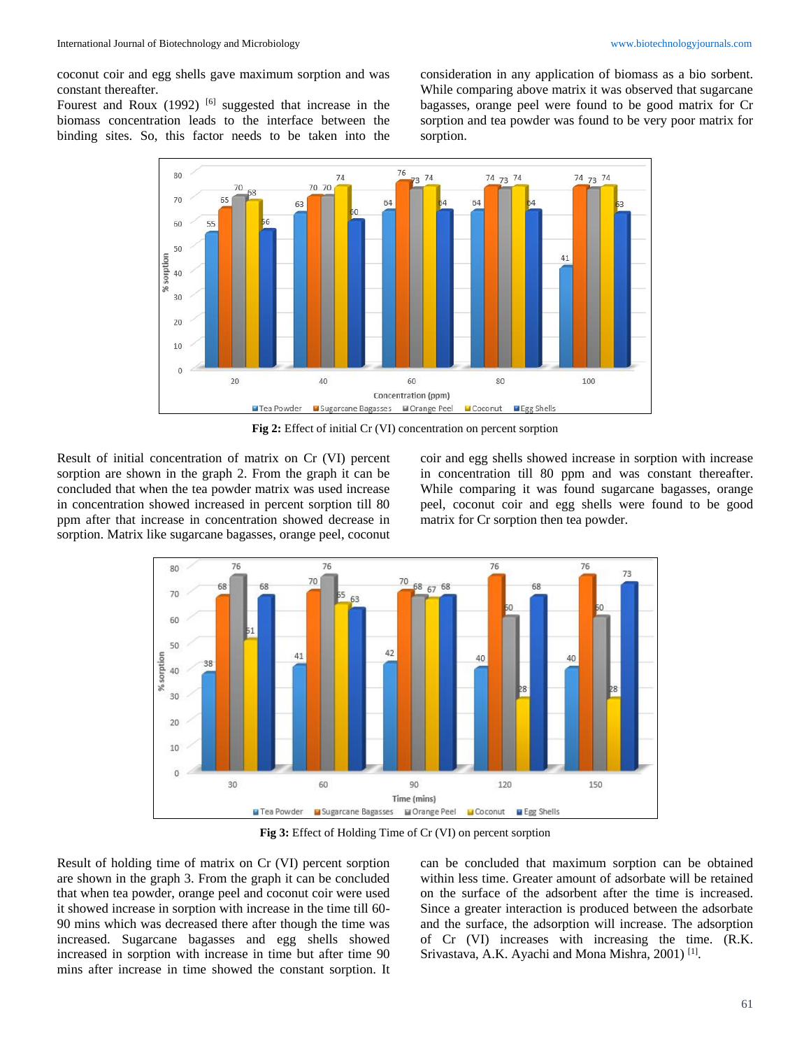coconut coir and egg shells gave maximum sorption and was constant thereafter.

Fourest and Roux (1992) [6] suggested that increase in the biomass concentration leads to the interface between the binding sites. So, this factor needs to be taken into the consideration in any application of biomass as a bio sorbent. While comparing above matrix it was observed that sugarcane bagasses, orange peel were found to be good matrix for Cr sorption and tea powder was found to be very poor matrix for sorption.

**Fig 2:** Effect of initial Cr (VI) concentration on percent sorption

Result of initial concentration of matrix on Cr (VI) percent sorption are shown in the graph 2. From the graph it can be concluded that when the tea powder matrix was used increase in concentration showed increased in percent sorption till 80 ppm after that increase in concentration showed decrease in sorption. Matrix like sugarcane bagasses, orange peel, coconut coir and egg shells showed increase in sorption with increase in concentration till 80 ppm and was constant thereafter. While comparing it was found sugarcane bagasses, orange peel, coconut coir and egg shells were found to be good matrix for Cr sorption then tea powder.

**Fig 3:** Effect of Holding Time of Cr (VI) on percent sorption

Result of holding time of matrix on Cr (VI) percent sorption are shown in the graph 3. From the graph it can be concluded that when tea powder, orange peel and coconut coir were used it showed increase in sorption with increase in the time till 60-90 mins which was decreased there after though the time was increased. Sugarcane bagasses and egg shells showed increased in sorption with increase in time but after time 90 mins after increase in time showed the constant sorption. It can be concluded that maximum sorption can be obtained within less time. Greater amount of adsorbate will be retained on the surface of the adsorbent after the time is increased. Since a greater interaction is produced between the adsorbate and the surface, the adsorption will increase. The adsorption of Cr (VI) increases with increasing the time. (R.K. Srivastava, A.K. Ayachi and Mona Mishra, 2001) [1].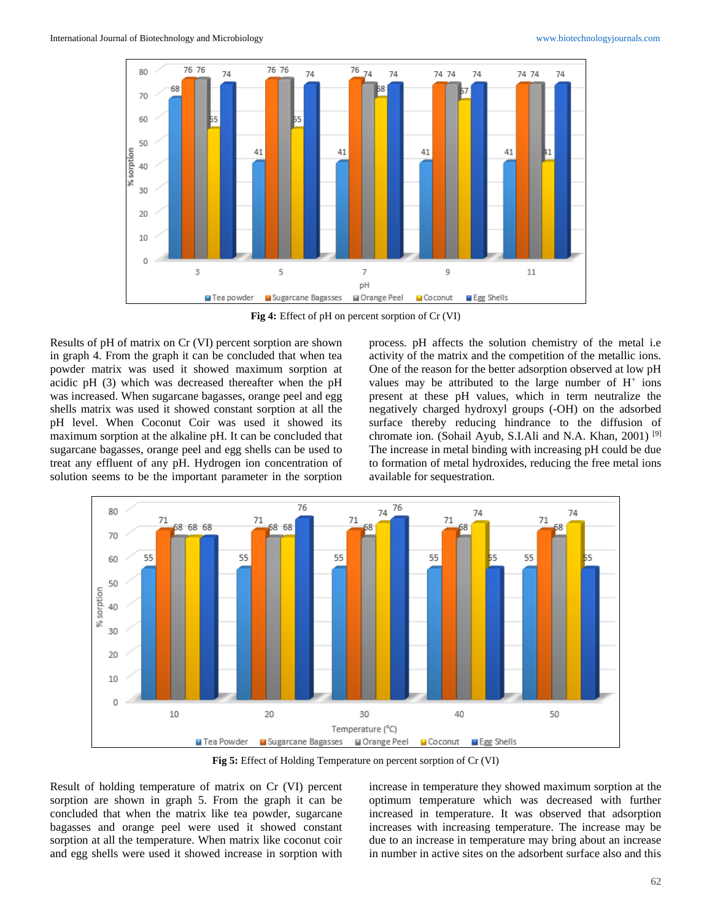Fig 4: Effect of pH on percent sorption of Cr (VI)

Results of pH of matrix on Cr (VI) percent sorption are shown in graph 4. From the graph it can be concluded that when tea powder matrix was used it showed maximum sorption at acidic pH (3) which was decreased thereafter when the pH was increased. When sugarcane bagasses, orange peel and egg shells matrix was used it showed constant sorption at all the pH level. When Coconut Coir was used it showed its maximum sorption at the alkaline pH. It can be concluded that sugarcane bagasses, orange peel and egg shells can be used to treat any effluent of any pH. Hydrogen ion concentration of solution seems to be the important parameter in the sorption process. pH affects the solution chemistry of the metal i.e activity of the matrix and the competition of the metallic ions. One of the reason for the better adsorption observed at low pH values may be attributed to the large number of $H^+$ ions present at these pH values, which in term neutralize the negatively charged hydroxyl groups (-OH) on the adsorbed surface thereby reducing hindrance to the diffusion of chromate ion. (Sohail Ayub, S.I.Ali and N.A. Khan, 2001) [9] The increase in metal binding with increasing pH could be due to formation of metal hydroxides, reducing the free metal ions available for sequestration.

Fig 5: Effect of Holding Temperature on percent sorption of Cr (VI)

Result of holding temperature of matrix on Cr (VI) percent sorption are shown in graph 5. From the graph it can be concluded that when the matrix like tea powder, sugarcane bagasses, orange peel were used it showed constant sorption at all the temperature. When matrix like coconut coir and egg shells were used it showed increase in sorption with increase in temperature they showed maximum sorption at the optimum temperature which was decreased with further increased in temperature. It was observed that adsorption increases with increasing temperature. The increase may be due to an increase in temperature may bring about an increase in number in active sites on the adsorbent surface also and this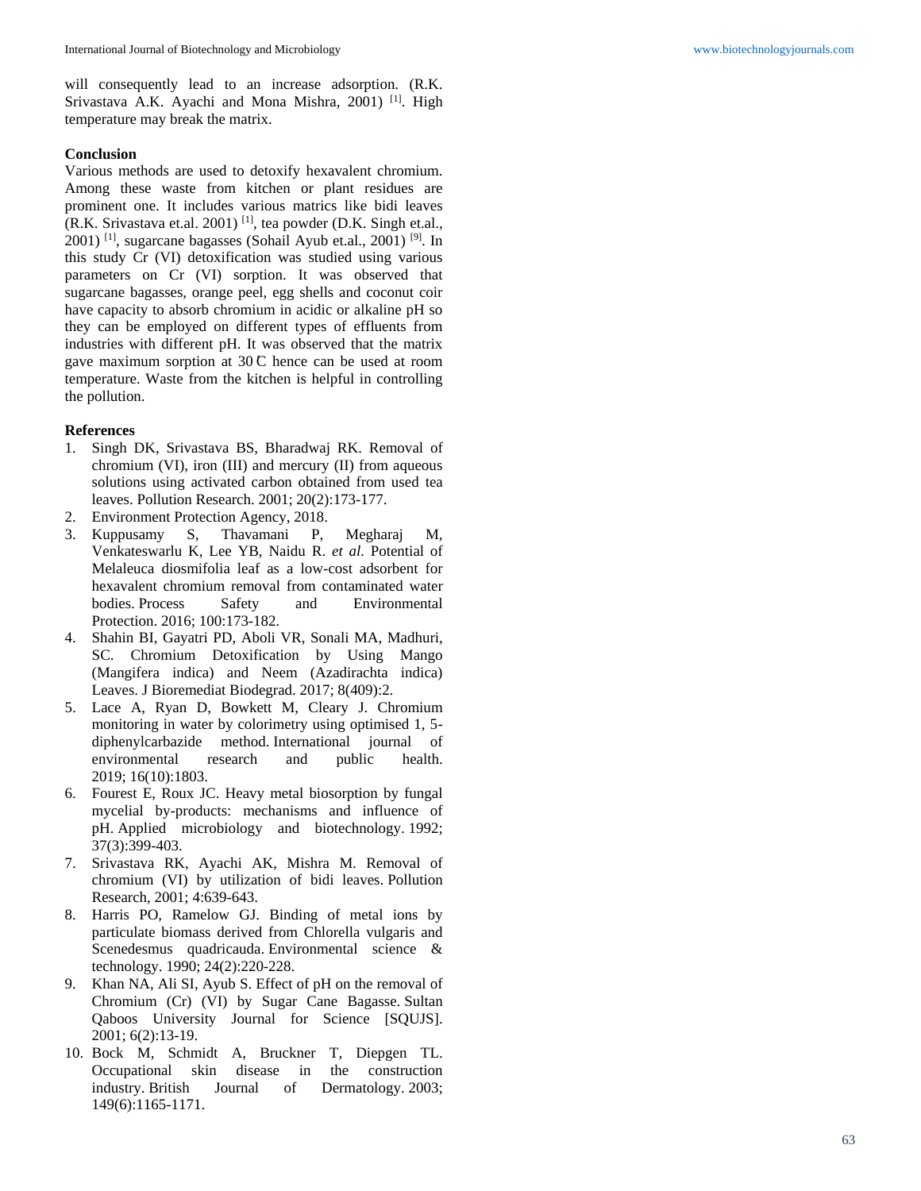will consequently lead to an increase adsorption. (R.K. Srivastava A.K. Ayachi and Mona Mishra, 2001) [1]. High temperature may break the matrix.

## Conclusion

Various methods are used to detoxify hexavalent chromium. Among these waste from kitchen or plant residues are prominent one. It includes various matrics like bidi leaves (R.K. Srivastava et.al. 2001) [1], tea powder (D.K. Singh et.al., 2001) [1], sugarcane bagasses (Sohail Ayub et.al., 2001) [9]. In this study Cr (VI) detoxification was studied using various parameters on Cr (VI) sorption. It was observed that sugarcane bagasses, orange peel, egg shells and coconut coir have capacity to absorb chromium in acidic or alkaline pH so they can be employed on different types of effluents from industries with different pH. It was observed that the matrix gave maximum sorption at 30 C hence can be used at room temperature. Waste from the kitchen is helpful in controlling the pollution.

## References

1. Singh DK, Srivastava BS, Bharadwaj RK. Removal of chromium (VI), iron (III) and mercury (II) from aqueous solutions using activated carbon obtained from used tea leaves. Pollution Research. 2001; 20(2):173-177.
2. Environment Protection Agency, 2018.
3. Kuppusamy S, Thavamani P, Megharaj M, Venkateswarlu K, Lee YB, Naidu R. *et al.* Potential of Melaleuca diosmifolia leaf as a low-cost adsorbent for hexavalent chromium removal from contaminated water bodies. Process Safety and Environmental Protection. 2016; 100:173-182.
4. Shahin BI, Gayatri PD, Aboli VR, Sonali MA, Madhuri, SC. Chromium Detoxification by Using Mango (Mangifera indica) and Neem (Azadirachta indica) Leaves. J Bioremediat Biodegrad. 2017; 8(409):2.
5. Lace A, Ryan D, Bowkett M, Cleary J. Chromium monitoring in water by colorimetry using optimised 1, 5-diphenylcarbazide method. International journal of environmental research and public health. 2019; 16(10):1803.
6. Fourest E, Roux JC. Heavy metal biosorption by fungal mycelial by-products: mechanisms and influence of pH. Applied microbiology and biotechnology. 1992; 37(3):399-403.
7. Srivastava RK, Ayachi AK, Mishra M. Removal of chromium (VI) by utilization of bidi leaves. Pollution Research, 2001; 4:639-643.
8. Harris PO, Ramelow GJ. Binding of metal ions by particulate biomass derived from Chlorella vulgaris and Scenedesmus quadricauda. Environmental science & technology. 1990; 24(2):220-228.
9. Khan NA, Ali SI, Ayub S. Effect of pH on the removal of Chromium (Cr) (VI) by Sugar Cane Bagasse. Sultan Qaboos University Journal for Science [SQUJS]. 2001; 6(2):13-19.
10. Bock M, Schmidt A, Bruckner T, Diepgen TL. Occupational skin disease in the construction industry. British Journal of Dermatology. 2003; 149(6):1165-1171.